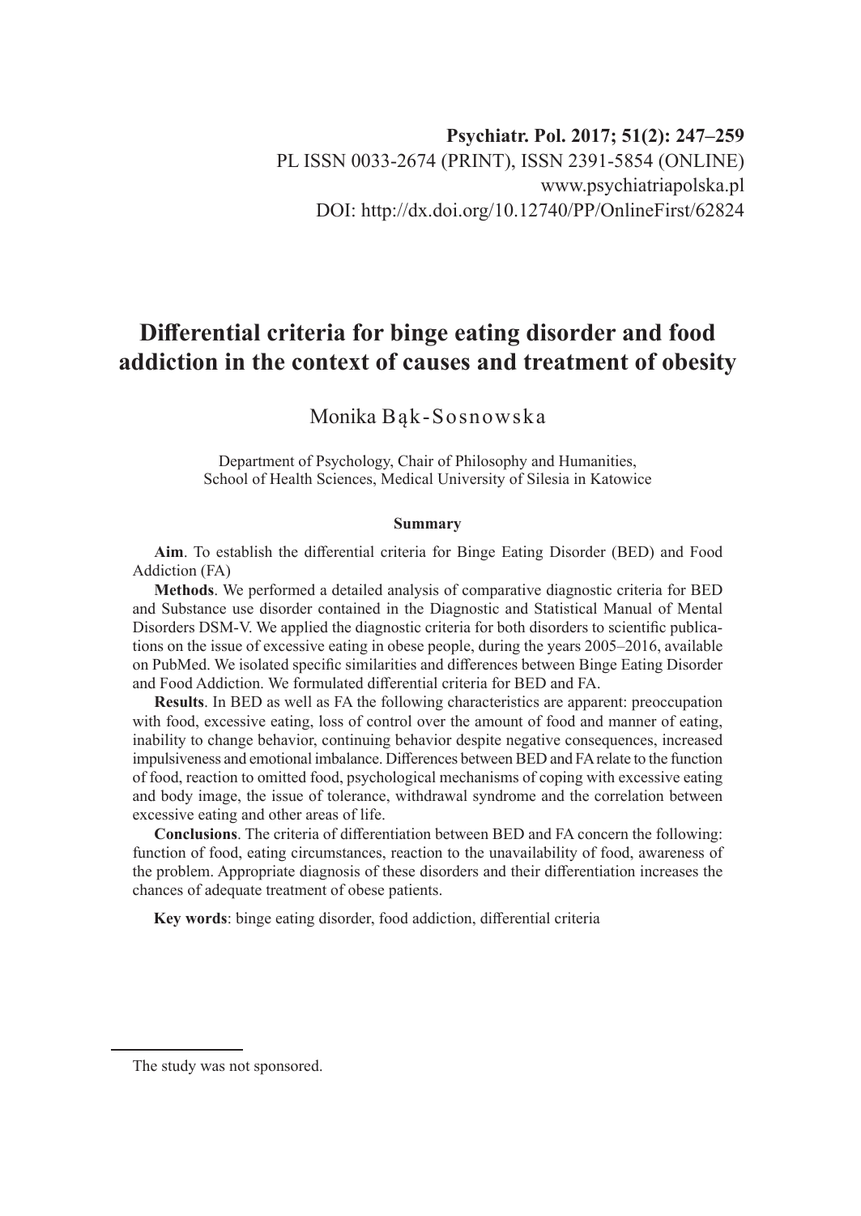Psychiatr. Pol. 2017; 51(2): 247–259
PL ISSN 0033-2674 (PRINT), ISSN 2391-5854 (ONLINE)
www.psychiatriapolska.pl
DOI: http://dx.doi.org/10.12740/PP/OnlineFirst/62824

# Differential criteria for binge eating disorder and food addiction in the context of causes and treatment of obesity

Monika Bąk-Sosnowska

Department of Psychology, Chair of Philosophy and Humanities,
School of Health Sciences, Medical University of Silesia in Katowice

**Summary**

**Aim**. To establish the differential criteria for Binge Eating Disorder (BED) and Food Addiction (FA)

**Methods**. We performed a detailed analysis of comparative diagnostic criteria for BED and Substance use disorder contained in the Diagnostic and Statistical Manual of Mental Disorders DSM-V. We applied the diagnostic criteria for both disorders to scientific publications on the issue of excessive eating in obese people, during the years 2005–2016, available on PubMed. We isolated specific similarities and differences between Binge Eating Disorder and Food Addiction. We formulated differential criteria for BED and FA.

**Results**. In BED as well as FA the following characteristics are apparent: preoccupation with food, excessive eating, loss of control over the amount of food and manner of eating, inability to change behavior, continuing behavior despite negative consequences, increased impulsiveness and emotional imbalance. Differences between BED and FA relate to the function of food, reaction to omitted food, psychological mechanisms of coping with excessive eating and body image, the issue of tolerance, withdrawal syndrome and the correlation between excessive eating and other areas of life.

**Conclusions**. The criteria of differentiation between BED and FA concern the following: function of food, eating circumstances, reaction to the unavailability of food, awareness of the problem. Appropriate diagnosis of these disorders and their differentiation increases the chances of adequate treatment of obese patients.

**Key words**: binge eating disorder, food addiction, differential criteria

---

The study was not sponsored.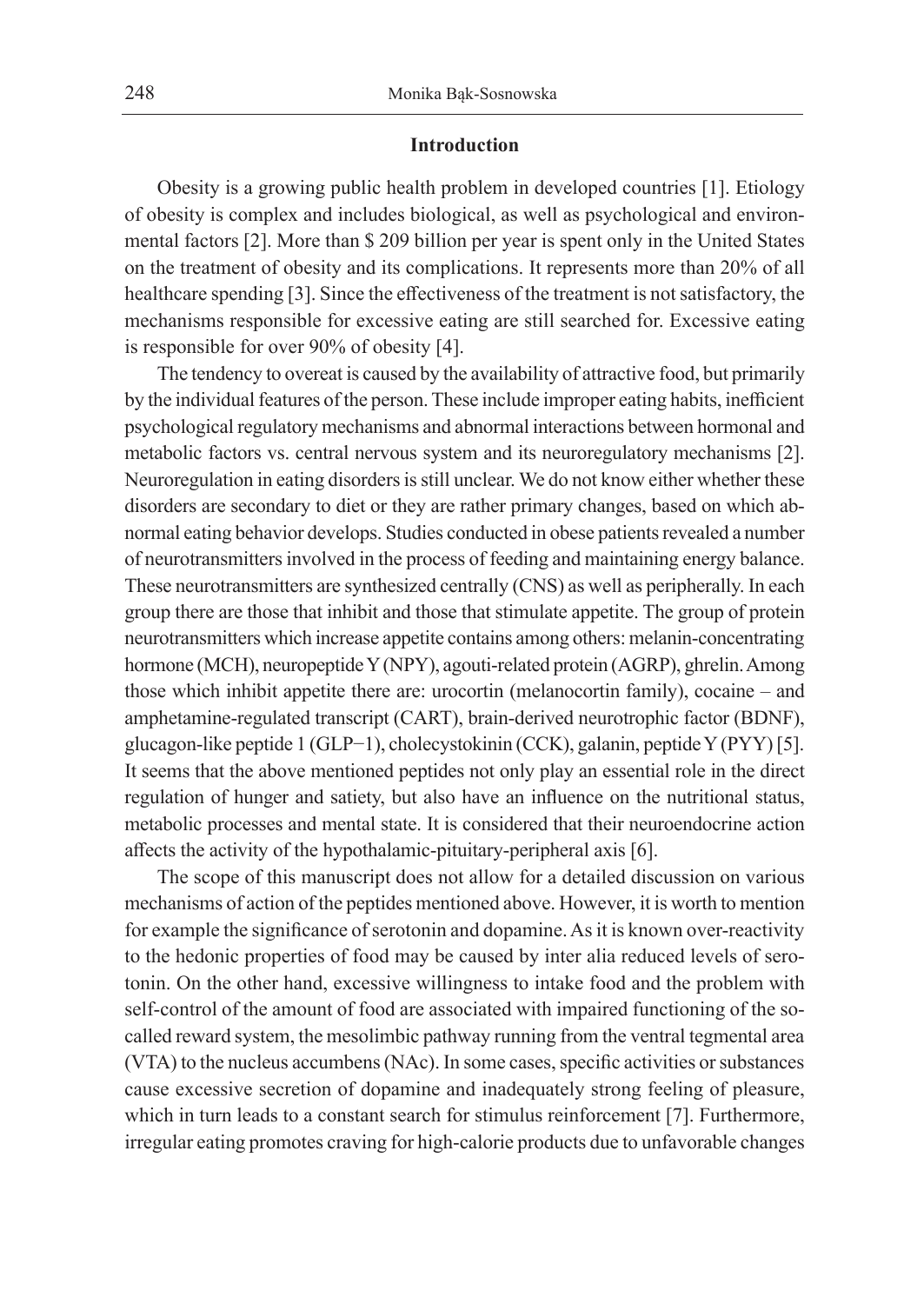## Introduction

Obesity is a growing public health problem in developed countries [1]. Etiology of obesity is complex and includes biological, as well as psychological and environmental factors [2]. More than $ 209 billion per year is spent only in the United States on the treatment of obesity and its complications. It represents more than 20% of all healthcare spending [3]. Since the effectiveness of the treatment is not satisfactory, the mechanisms responsible for excessive eating are still searched for. Excessive eating is responsible for over 90% of obesity [4].

The tendency to overeat is caused by the availability of attractive food, but primarily by the individual features of the person. These include improper eating habits, inefficient psychological regulatory mechanisms and abnormal interactions between hormonal and metabolic factors vs. central nervous system and its neuroregulatory mechanisms [2]. Neuroregulation in eating disorders is still unclear. We do not know either whether these disorders are secondary to diet or they are rather primary changes, based on which abnormal eating behavior develops. Studies conducted in obese patients revealed a number of neurotransmitters involved in the process of feeding and maintaining energy balance. These neurotransmitters are synthesized centrally (CNS) as well as peripherally. In each group there are those that inhibit and those that stimulate appetite. The group of protein neurotransmitters which increase appetite contains among others: melanin-concentrating hormone (MCH), neuropeptide Y (NPY), agouti-related protein (AGRP), ghrelin. Among those which inhibit appetite there are: urocortin (melanocortin family), cocaine – and amphetamine-regulated transcript (CART), brain-derived neurotrophic factor (BDNF), glucagon-like peptide 1 (GLP−1), cholecystokinin (CCK), galanin, peptide Y (PYY) [5]. It seems that the above mentioned peptides not only play an essential role in the direct regulation of hunger and satiety, but also have an influence on the nutritional status, metabolic processes and mental state. It is considered that their neuroendocrine action affects the activity of the hypothalamic-pituitary-peripheral axis [6].

The scope of this manuscript does not allow for a detailed discussion on various mechanisms of action of the peptides mentioned above. However, it is worth to mention for example the significance of serotonin and dopamine. As it is known over-reactivity to the hedonic properties of food may be caused by inter alia reduced levels of serotonin. On the other hand, excessive willingness to intake food and the problem with self-control of the amount of food are associated with impaired functioning of the so-called reward system, the mesolimbic pathway running from the ventral tegmental area (VTA) to the nucleus accumbens (NAc). In some cases, specific activities or substances cause excessive secretion of dopamine and inadequately strong feeling of pleasure, which in turn leads to a constant search for stimulus reinforcement [7]. Furthermore, irregular eating promotes craving for high-calorie products due to unfavorable changes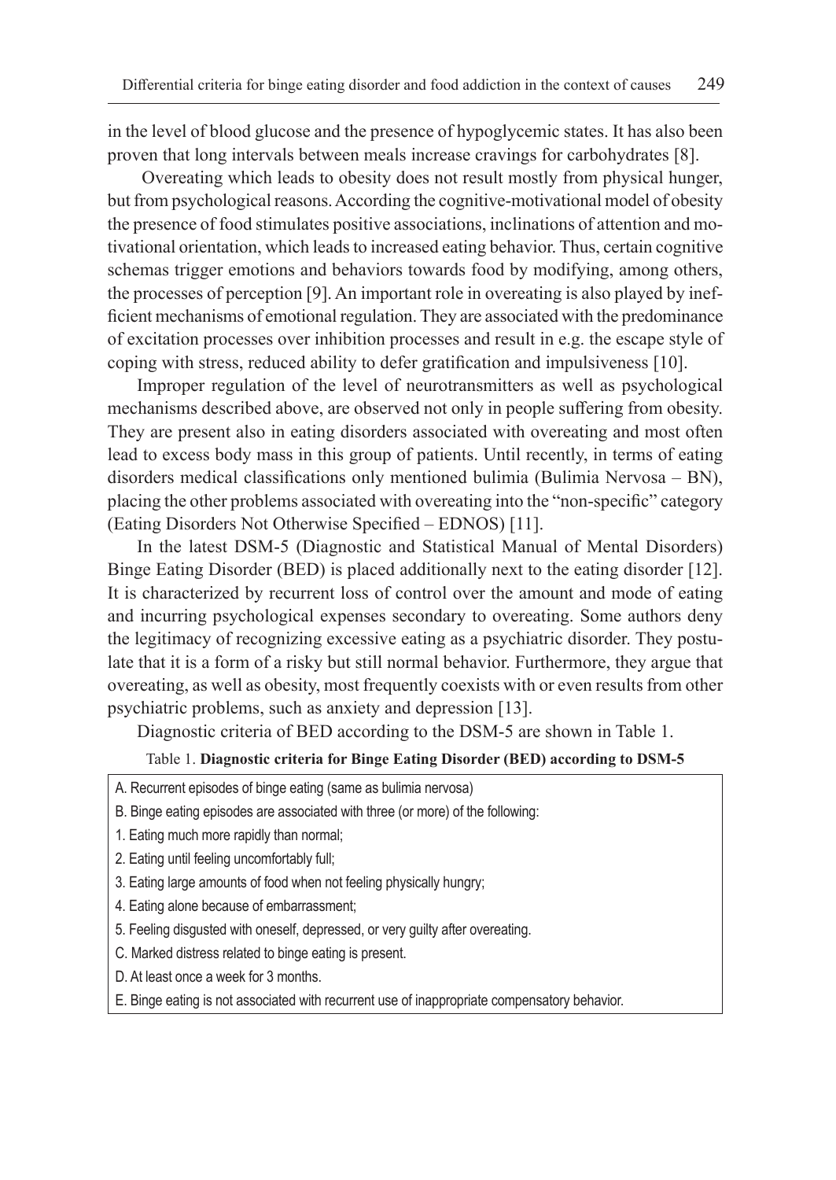in the level of blood glucose and the presence of hypoglycemic states. It has also been proven that long intervals between meals increase cravings for carbohydrates [8].

Overeating which leads to obesity does not result mostly from physical hunger, but from psychological reasons. According the cognitive-motivational model of obesity the presence of food stimulates positive associations, inclinations of attention and motivational orientation, which leads to increased eating behavior. Thus, certain cognitive schemas trigger emotions and behaviors towards food by modifying, among others, the processes of perception [9]. An important role in overeating is also played by inefficient mechanisms of emotional regulation. They are associated with the predominance of excitation processes over inhibition processes and result in e.g. the escape style of coping with stress, reduced ability to defer gratification and impulsiveness [10].

Improper regulation of the level of neurotransmitters as well as psychological mechanisms described above, are observed not only in people suffering from obesity. They are present also in eating disorders associated with overeating and most often lead to excess body mass in this group of patients. Until recently, in terms of eating disorders medical classifications only mentioned bulimia (Bulimia Nervosa – BN), placing the other problems associated with overeating into the "non-specific" category (Eating Disorders Not Otherwise Specified – EDNOS) [11].

In the latest DSM-5 (Diagnostic and Statistical Manual of Mental Disorders) Binge Eating Disorder (BED) is placed additionally next to the eating disorder [12]. It is characterized by recurrent loss of control over the amount and mode of eating and incurring psychological expenses secondary to overeating. Some authors deny the legitimacy of recognizing excessive eating as a psychiatric disorder. They postulate that it is a form of a risky but still normal behavior. Furthermore, they argue that overeating, as well as obesity, most frequently coexists with or even results from other psychiatric problems, such as anxiety and depression [13].

Diagnostic criteria of BED according to the DSM-5 are shown in Table 1.

Table 1. **Diagnostic criteria for Binge Eating Disorder (BED) according to DSM-5**

| |
|---|
| A. Recurrent episodes of binge eating (same as bulimia nervosa) |
| B. Binge eating episodes are associated with three (or more) of the following: |
| 1. Eating much more rapidly than normal; |
| 2. Eating until feeling uncomfortably full; |
| 3. Eating large amounts of food when not feeling physically hungry; |
| 4. Eating alone because of embarrassment; |
| 5. Feeling disgusted with oneself, depressed, or very guilty after overeating. |
| C. Marked distress related to binge eating is present. |
| D. At least once a week for 3 months. |
| E. Binge eating is not associated with recurrent use of inappropriate compensatory behavior. |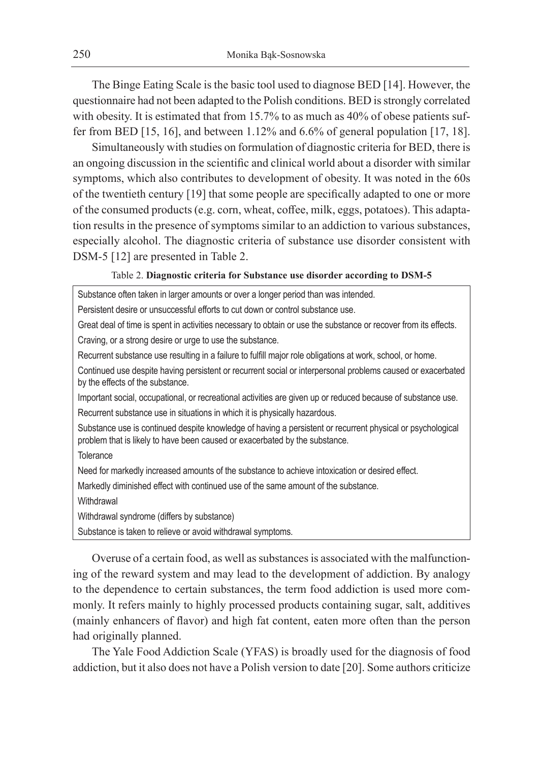The Binge Eating Scale is the basic tool used to diagnose BED [14]. However, the questionnaire had not been adapted to the Polish conditions. BED is strongly correlated with obesity. It is estimated that from 15.7% to as much as 40% of obese patients suffer from BED [15, 16], and between 1.12% and 6.6% of general population [17, 18].

Simultaneously with studies on formulation of diagnostic criteria for BED, there is an ongoing discussion in the scientific and clinical world about a disorder with similar symptoms, which also contributes to development of obesity. It was noted in the 60s of the twentieth century [19] that some people are specifically adapted to one or more of the consumed products (e.g. corn, wheat, coffee, milk, eggs, potatoes). This adaptation results in the presence of symptoms similar to an addiction to various substances, especially alcohol. The diagnostic criteria of substance use disorder consistent with DSM-5 [12] are presented in Table 2.

Table 2. **Diagnostic criteria for Substance use disorder according to DSM-5**

| |
|---|
| Substance often taken in larger amounts or over a longer period than was intended. |
| Persistent desire or unsuccessful efforts to cut down or control substance use. |
| Great deal of time is spent in activities necessary to obtain or use the substance or recover from its effects. |
| Craving, or a strong desire or urge to use the substance. |
| Recurrent substance use resulting in a failure to fulfill major role obligations at work, school, or home. |
| Continued use despite having persistent or recurrent social or interpersonal problems caused or exacerbated by the effects of the substance. |
| Important social, occupational, or recreational activities are given up or reduced because of substance use. |
| Recurrent substance use in situations in which it is physically hazardous. |
| Substance use is continued despite knowledge of having a persistent or recurrent physical or psychological problem that is likely to have been caused or exacerbated by the substance. |
| Tolerance |
| Need for markedly increased amounts of the substance to achieve intoxication or desired effect. |
| Markedly diminished effect with continued use of the same amount of the substance. |
| Withdrawal |
| Withdrawal syndrome (differs by substance) |
| Substance is taken to relieve or avoid withdrawal symptoms. |

Overuse of a certain food, as well as substances is associated with the malfunctioning of the reward system and may lead to the development of addiction. By analogy to the dependence to certain substances, the term food addiction is used more commonly. It refers mainly to highly processed products containing sugar, salt, additives (mainly enhancers of flavor) and high fat content, eaten more often than the person had originally planned.

The Yale Food Addiction Scale (YFAS) is broadly used for the diagnosis of food addiction, but it also does not have a Polish version to date [20]. Some authors criticize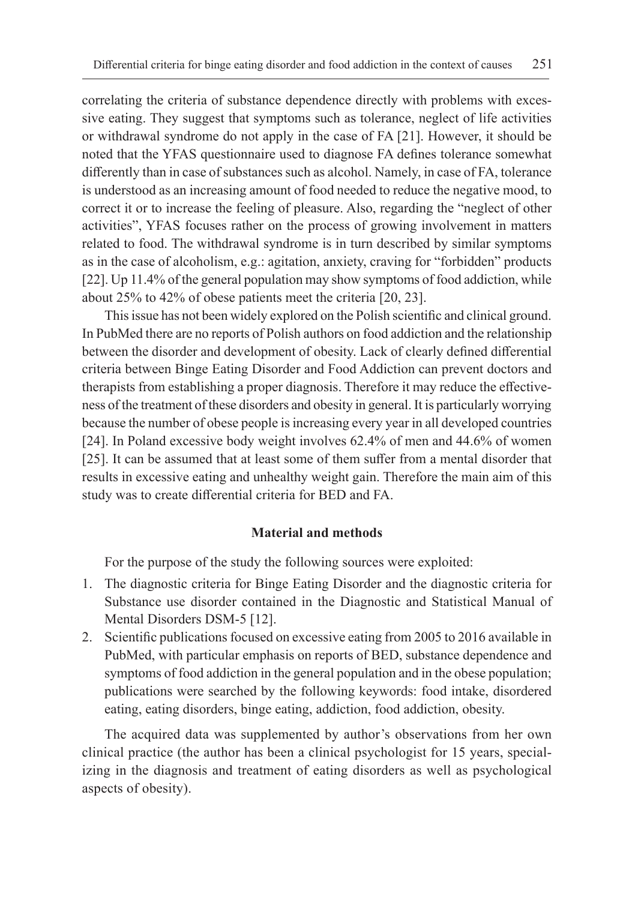correlating the criteria of substance dependence directly with problems with excessive eating. They suggest that symptoms such as tolerance, neglect of life activities or withdrawal syndrome do not apply in the case of FA [21]. However, it should be noted that the YFAS questionnaire used to diagnose FA defines tolerance somewhat differently than in case of substances such as alcohol. Namely, in case of FA, tolerance is understood as an increasing amount of food needed to reduce the negative mood, to correct it or to increase the feeling of pleasure. Also, regarding the "neglect of other activities", YFAS focuses rather on the process of growing involvement in matters related to food. The withdrawal syndrome is in turn described by similar symptoms as in the case of alcoholism, e.g.: agitation, anxiety, craving for "forbidden" products [22]. Up 11.4% of the general population may show symptoms of food addiction, while about 25% to 42% of obese patients meet the criteria [20, 23].

This issue has not been widely explored on the Polish scientific and clinical ground. In PubMed there are no reports of Polish authors on food addiction and the relationship between the disorder and development of obesity. Lack of clearly defined differential criteria between Binge Eating Disorder and Food Addiction can prevent doctors and therapists from establishing a proper diagnosis. Therefore it may reduce the effectiveness of the treatment of these disorders and obesity in general. It is particularly worrying because the number of obese people is increasing every year in all developed countries [24]. In Poland excessive body weight involves 62.4% of men and 44.6% of women [25]. It can be assumed that at least some of them suffer from a mental disorder that results in excessive eating and unhealthy weight gain. Therefore the main aim of this study was to create differential criteria for BED and FA.

## Material and methods

For the purpose of the study the following sources were exploited:

1. The diagnostic criteria for Binge Eating Disorder and the diagnostic criteria for Substance use disorder contained in the Diagnostic and Statistical Manual of Mental Disorders DSM-5 [12].
2. Scientific publications focused on excessive eating from 2005 to 2016 available in PubMed, with particular emphasis on reports of BED, substance dependence and symptoms of food addiction in the general population and in the obese population; publications were searched by the following keywords: food intake, disordered eating, eating disorders, binge eating, addiction, food addiction, obesity.

The acquired data was supplemented by author's observations from her own clinical practice (the author has been a clinical psychologist for 15 years, specializing in the diagnosis and treatment of eating disorders as well as psychological aspects of obesity).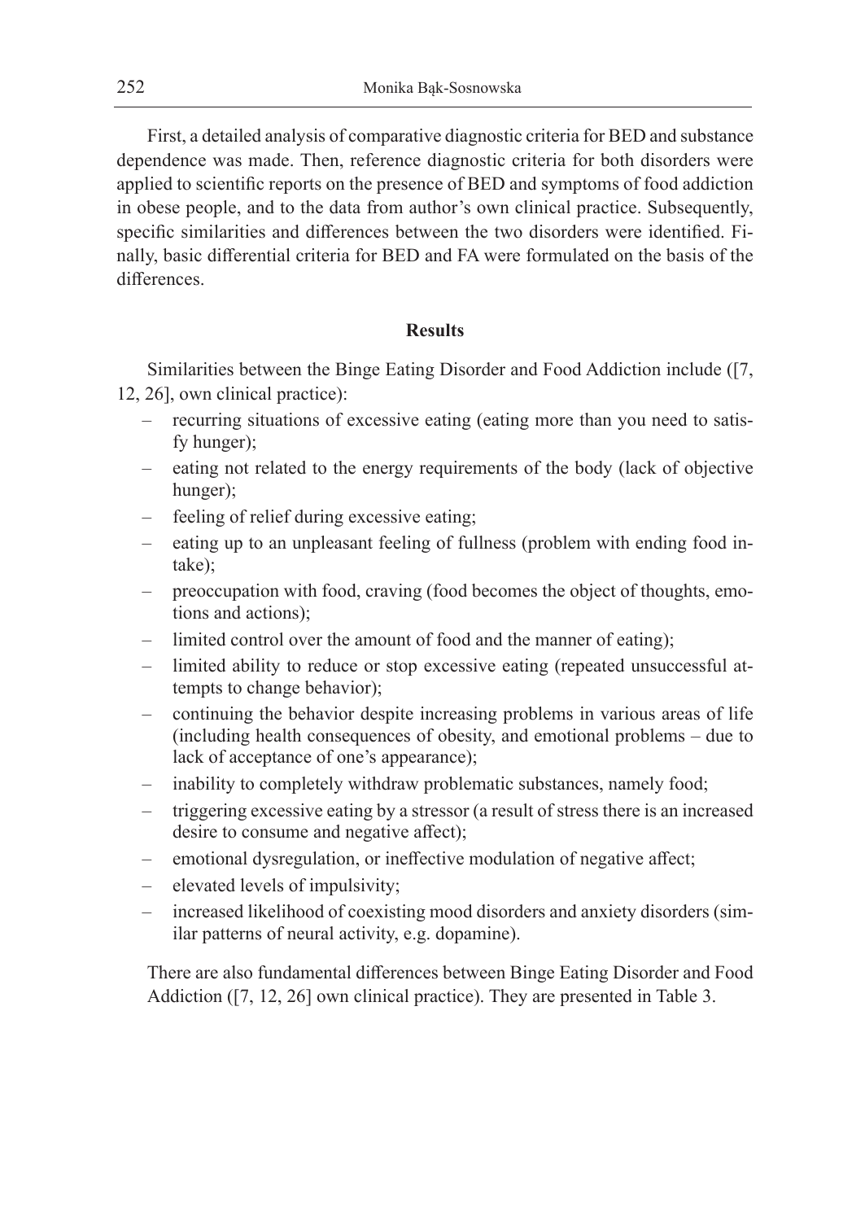First, a detailed analysis of comparative diagnostic criteria for BED and substance dependence was made. Then, reference diagnostic criteria for both disorders were applied to scientific reports on the presence of BED and symptoms of food addiction in obese people, and to the data from author's own clinical practice. Subsequently, specific similarities and differences between the two disorders were identified. Finally, basic differential criteria for BED and FA were formulated on the basis of the differences.

## Results

Similarities between the Binge Eating Disorder and Food Addiction include ([7, 12, 26], own clinical practice):

- recurring situations of excessive eating (eating more than you need to satisfy hunger);
- eating not related to the energy requirements of the body (lack of objective hunger);
- feeling of relief during excessive eating;
- eating up to an unpleasant feeling of fullness (problem with ending food intake);
- preoccupation with food, craving (food becomes the object of thoughts, emotions and actions);
- limited control over the amount of food and the manner of eating);
- limited ability to reduce or stop excessive eating (repeated unsuccessful attempts to change behavior);
- continuing the behavior despite increasing problems in various areas of life (including health consequences of obesity, and emotional problems – due to lack of acceptance of one's appearance);
- inability to completely withdraw problematic substances, namely food;
- triggering excessive eating by a stressor (a result of stress there is an increased desire to consume and negative affect);
- emotional dysregulation, or ineffective modulation of negative affect;
- elevated levels of impulsivity;
- increased likelihood of coexisting mood disorders and anxiety disorders (similar patterns of neural activity, e.g. dopamine).

There are also fundamental differences between Binge Eating Disorder and Food Addiction ([7, 12, 26] own clinical practice). They are presented in Table 3.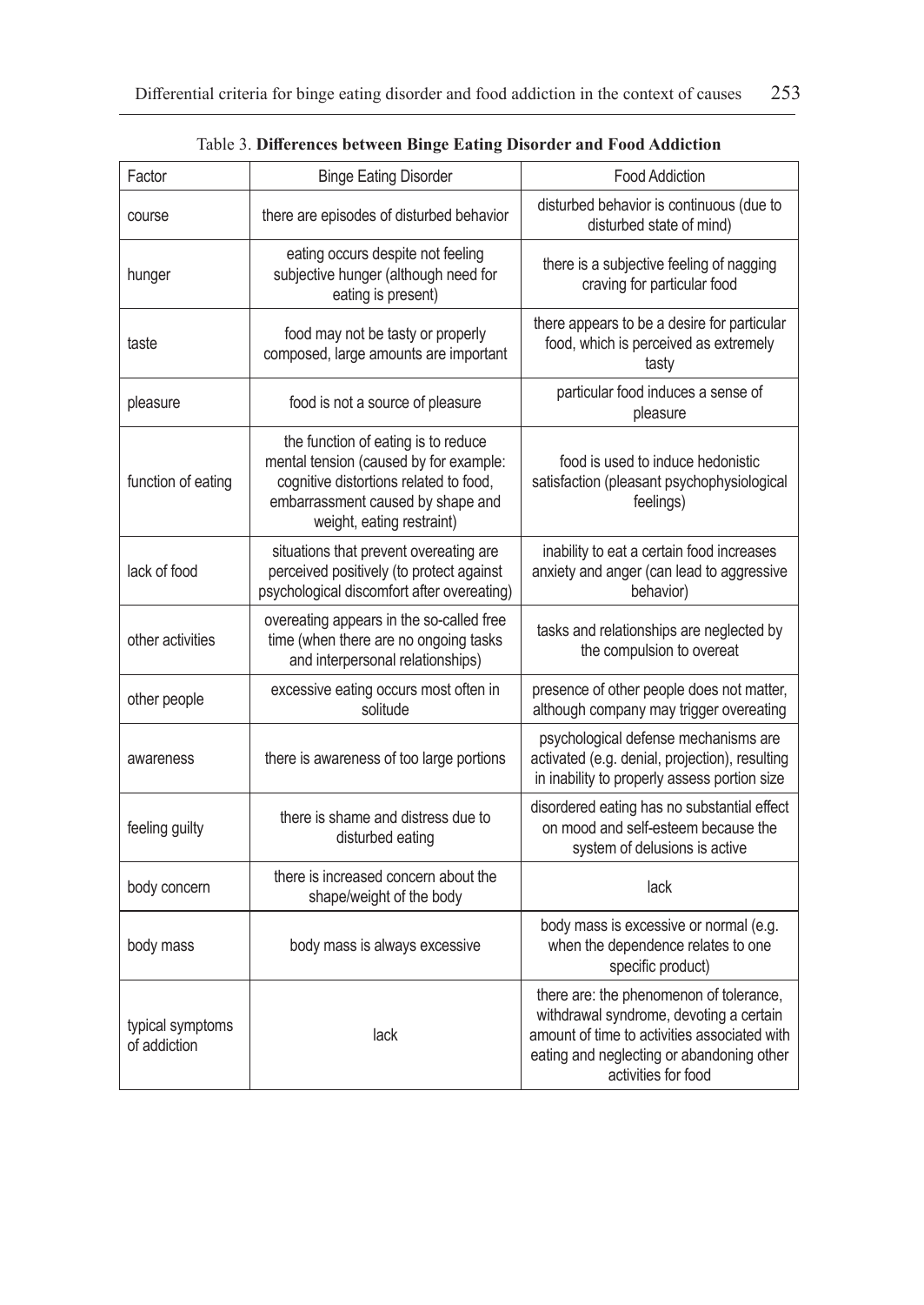Table 3. **Differences between Binge Eating Disorder and Food Addiction**

| Factor | Binge Eating Disorder | Food Addiction |
|---|---|---|
| course | there are episodes of disturbed behavior | disturbed behavior is continuous (due to disturbed state of mind) |
| hunger | eating occurs despite not feeling subjective hunger (although need for eating is present) | there is a subjective feeling of nagging craving for particular food |
| taste | food may not be tasty or properly composed, large amounts are important | there appears to be a desire for particular food, which is perceived as extremely tasty |
| pleasure | food is not a source of pleasure | particular food induces a sense of pleasure |
| function of eating | the function of eating is to reduce mental tension (caused by for example: cognitive distortions related to food, embarrassment caused by shape and weight, eating restraint) | food is used to induce hedonistic satisfaction (pleasant psychophysiological feelings) |
| lack of food | situations that prevent overeating are perceived positively (to protect against psychological discomfort after overeating) | inability to eat a certain food increases anxiety and anger (can lead to aggressive behavior) |
| other activities | overeating appears in the so-called free time (when there are no ongoing tasks and interpersonal relationships) | tasks and relationships are neglected by the compulsion to overeat |
| other people | excessive eating occurs most often in solitude | presence of other people does not matter, although company may trigger overeating |
| awareness | there is awareness of too large portions | psychological defense mechanisms are activated (e.g. denial, projection), resulting in inability to properly assess portion size |
| feeling guilty | there is shame and distress due to disturbed eating | disordered eating has no substantial effect on mood and self-esteem because the system of delusions is active |
| body concern | there is increased concern about the shape/weight of the body | lack |
| body mass | body mass is always excessive | body mass is excessive or normal (e.g. when the dependence relates to one specific product) |
| typical symptoms of addiction | lack | there are: the phenomenon of tolerance, withdrawal syndrome, devoting a certain amount of time to activities associated with eating and neglecting or abandoning other activities for food |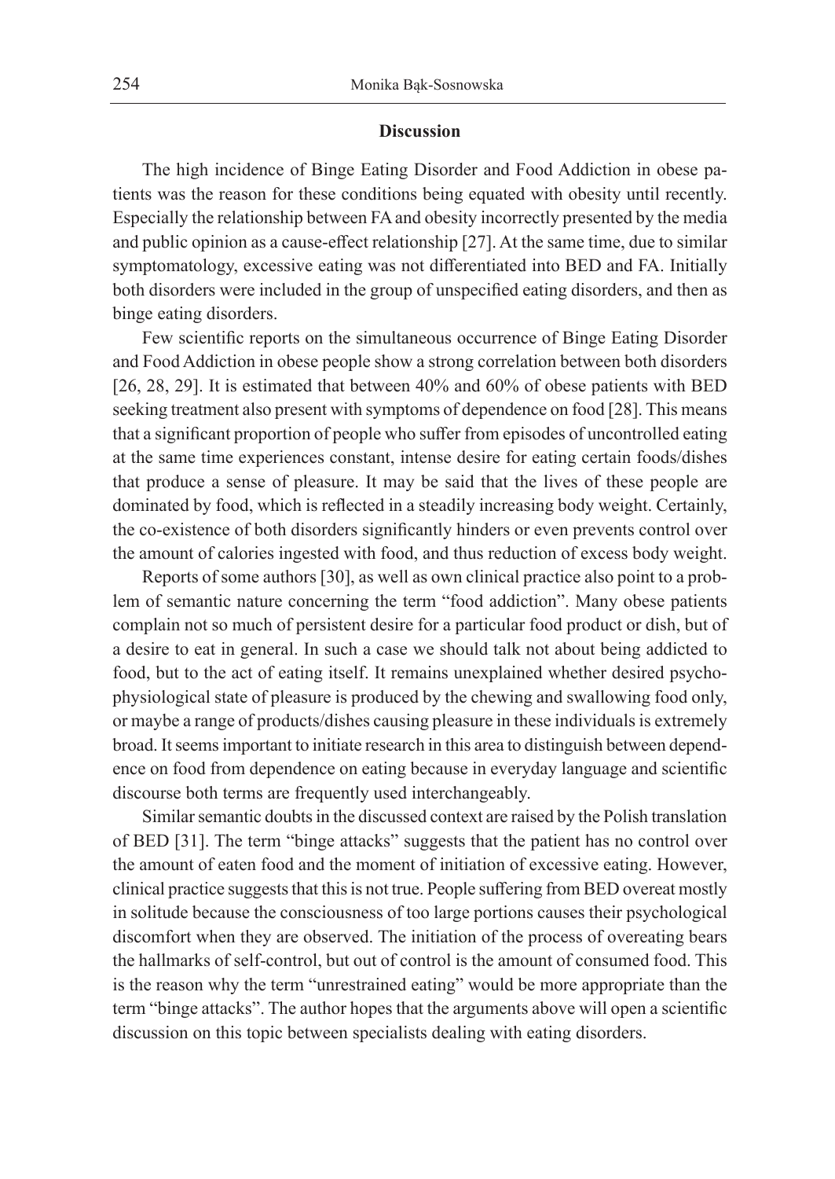## Discussion

The high incidence of Binge Eating Disorder and Food Addiction in obese patients was the reason for these conditions being equated with obesity until recently. Especially the relationship between FA and obesity incorrectly presented by the media and public opinion as a cause-effect relationship [27]. At the same time, due to similar symptomatology, excessive eating was not differentiated into BED and FA. Initially both disorders were included in the group of unspecified eating disorders, and then as binge eating disorders.

Few scientific reports on the simultaneous occurrence of Binge Eating Disorder and Food Addiction in obese people show a strong correlation between both disorders [26, 28, 29]. It is estimated that between 40% and 60% of obese patients with BED seeking treatment also present with symptoms of dependence on food [28]. This means that a significant proportion of people who suffer from episodes of uncontrolled eating at the same time experiences constant, intense desire for eating certain foods/dishes that produce a sense of pleasure. It may be said that the lives of these people are dominated by food, which is reflected in a steadily increasing body weight. Certainly, the co-existence of both disorders significantly hinders or even prevents control over the amount of calories ingested with food, and thus reduction of excess body weight.

Reports of some authors [30], as well as own clinical practice also point to a problem of semantic nature concerning the term "food addiction". Many obese patients complain not so much of persistent desire for a particular food product or dish, but of a desire to eat in general. In such a case we should talk not about being addicted to food, but to the act of eating itself. It remains unexplained whether desired psycho-physiological state of pleasure is produced by the chewing and swallowing food only, or maybe a range of products/dishes causing pleasure in these individuals is extremely broad. It seems important to initiate research in this area to distinguish between dependence on food from dependence on eating because in everyday language and scientific discourse both terms are frequently used interchangeably.

Similar semantic doubts in the discussed context are raised by the Polish translation of BED [31]. The term "binge attacks" suggests that the patient has no control over the amount of eaten food and the moment of initiation of excessive eating. However, clinical practice suggests that this is not true. People suffering from BED overeat mostly in solitude because the consciousness of too large portions causes their psychological discomfort when they are observed. The initiation of the process of overeating bears the hallmarks of self-control, but out of control is the amount of consumed food. This is the reason why the term "unrestrained eating" would be more appropriate than the term "binge attacks". The author hopes that the arguments above will open a scientific discussion on this topic between specialists dealing with eating disorders.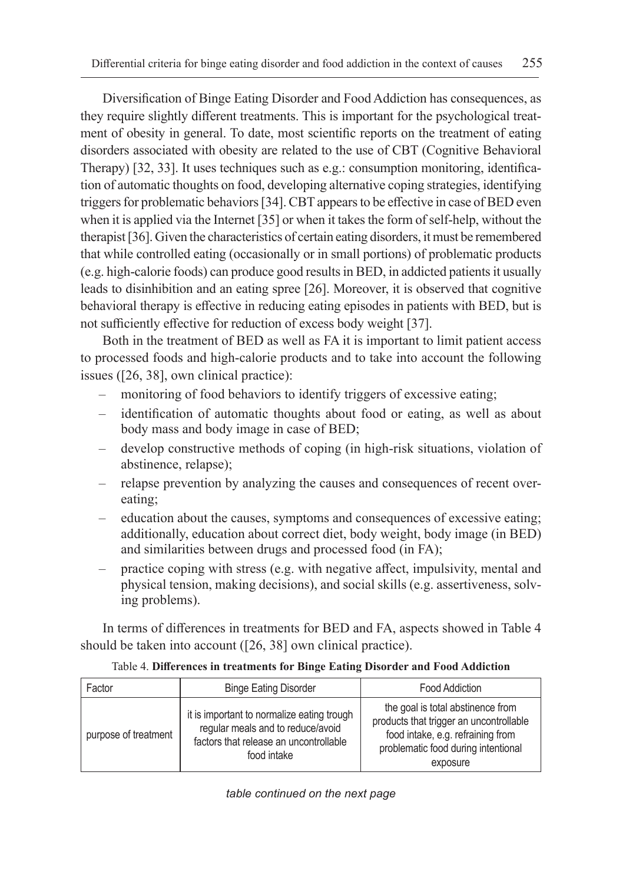Diversification of Binge Eating Disorder and Food Addiction has consequences, as they require slightly different treatments. This is important for the psychological treatment of obesity in general. To date, most scientific reports on the treatment of eating disorders associated with obesity are related to the use of CBT (Cognitive Behavioral Therapy) [32, 33]. It uses techniques such as e.g.: consumption monitoring, identification of automatic thoughts on food, developing alternative coping strategies, identifying triggers for problematic behaviors [34]. CBT appears to be effective in case of BED even when it is applied via the Internet [35] or when it takes the form of self-help, without the therapist [36]. Given the characteristics of certain eating disorders, it must be remembered that while controlled eating (occasionally or in small portions) of problematic products (e.g. high-calorie foods) can produce good results in BED, in addicted patients it usually leads to disinhibition and an eating spree [26]. Moreover, it is observed that cognitive behavioral therapy is effective in reducing eating episodes in patients with BED, but is not sufficiently effective for reduction of excess body weight [37].

Both in the treatment of BED as well as FA it is important to limit patient access to processed foods and high-calorie products and to take into account the following issues ([26, 38], own clinical practice):

- monitoring of food behaviors to identify triggers of excessive eating;
- identification of automatic thoughts about food or eating, as well as about body mass and body image in case of BED;
- develop constructive methods of coping (in high-risk situations, violation of abstinence, relapse);
- relapse prevention by analyzing the causes and consequences of recent overeating;
- education about the causes, symptoms and consequences of excessive eating; additionally, education about correct diet, body weight, body image (in BED) and similarities between drugs and processed food (in FA);
- practice coping with stress (e.g. with negative affect, impulsivity, mental and physical tension, making decisions), and social skills (e.g. assertiveness, solving problems).

In terms of differences in treatments for BED and FA, aspects showed in Table 4 should be taken into account ([26, 38] own clinical practice).

Table 4. **Differences in treatments for Binge Eating Disorder and Food Addiction**

| Factor | Binge Eating Disorder | Food Addiction |
|---|---|---|
| purpose of treatment | it is important to normalize eating trough regular meals and to reduce/avoid factors that release an uncontrollable food intake | the goal is total abstinence from products that trigger an uncontrollable food intake, e.g. refraining from problematic food during intentional exposure |

*table continued on the next page*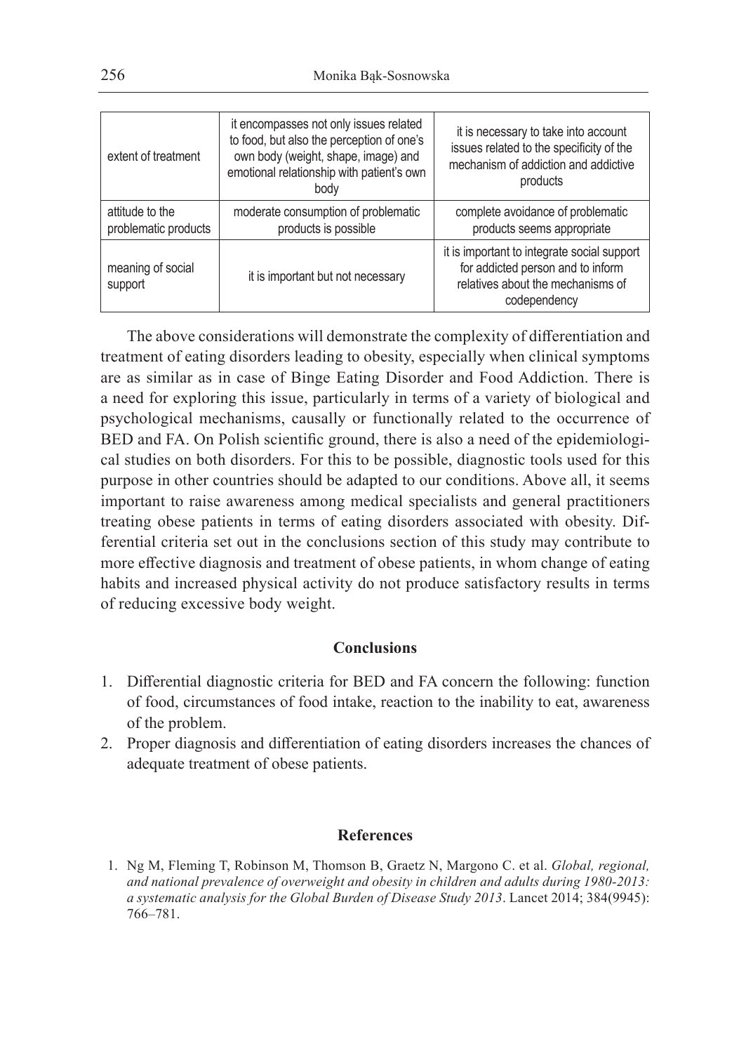| extent of treatment | it encompasses not only issues related to food, but also the perception of one's own body (weight, shape, image) and emotional relationship with patient's own body | it is necessary to take into account issues related to the specificity of the mechanism of addiction and addictive products |
|---|---|---|
| attitude to the problematic products | moderate consumption of problematic products is possible | complete avoidance of problematic products seems appropriate |
| meaning of social support | it is important but not necessary | it is important to integrate social support for addicted person and to inform relatives about the mechanisms of codependency |

The above considerations will demonstrate the complexity of differentiation and treatment of eating disorders leading to obesity, especially when clinical symptoms are as similar as in case of Binge Eating Disorder and Food Addiction. There is a need for exploring this issue, particularly in terms of a variety of biological and psychological mechanisms, causally or functionally related to the occurrence of BED and FA. On Polish scientific ground, there is also a need of the epidemiological studies on both disorders. For this to be possible, diagnostic tools used for this purpose in other countries should be adapted to our conditions. Above all, it seems important to raise awareness among medical specialists and general practitioners treating obese patients in terms of eating disorders associated with obesity. Differential criteria set out in the conclusions section of this study may contribute to more effective diagnosis and treatment of obese patients, in whom change of eating habits and increased physical activity do not produce satisfactory results in terms of reducing excessive body weight.

## Conclusions

1. Differential diagnostic criteria for BED and FA concern the following: function of food, circumstances of food intake, reaction to the inability to eat, awareness of the problem.
2. Proper diagnosis and differentiation of eating disorders increases the chances of adequate treatment of obese patients.

## References

1. Ng M, Fleming T, Robinson M, Thomson B, Graetz N, Margono C. et al. *Global, regional, and national prevalence of overweight and obesity in children and adults during 1980-2013: a systematic analysis for the Global Burden of Disease Study 2013*. Lancet 2014; 384(9945): 766–781.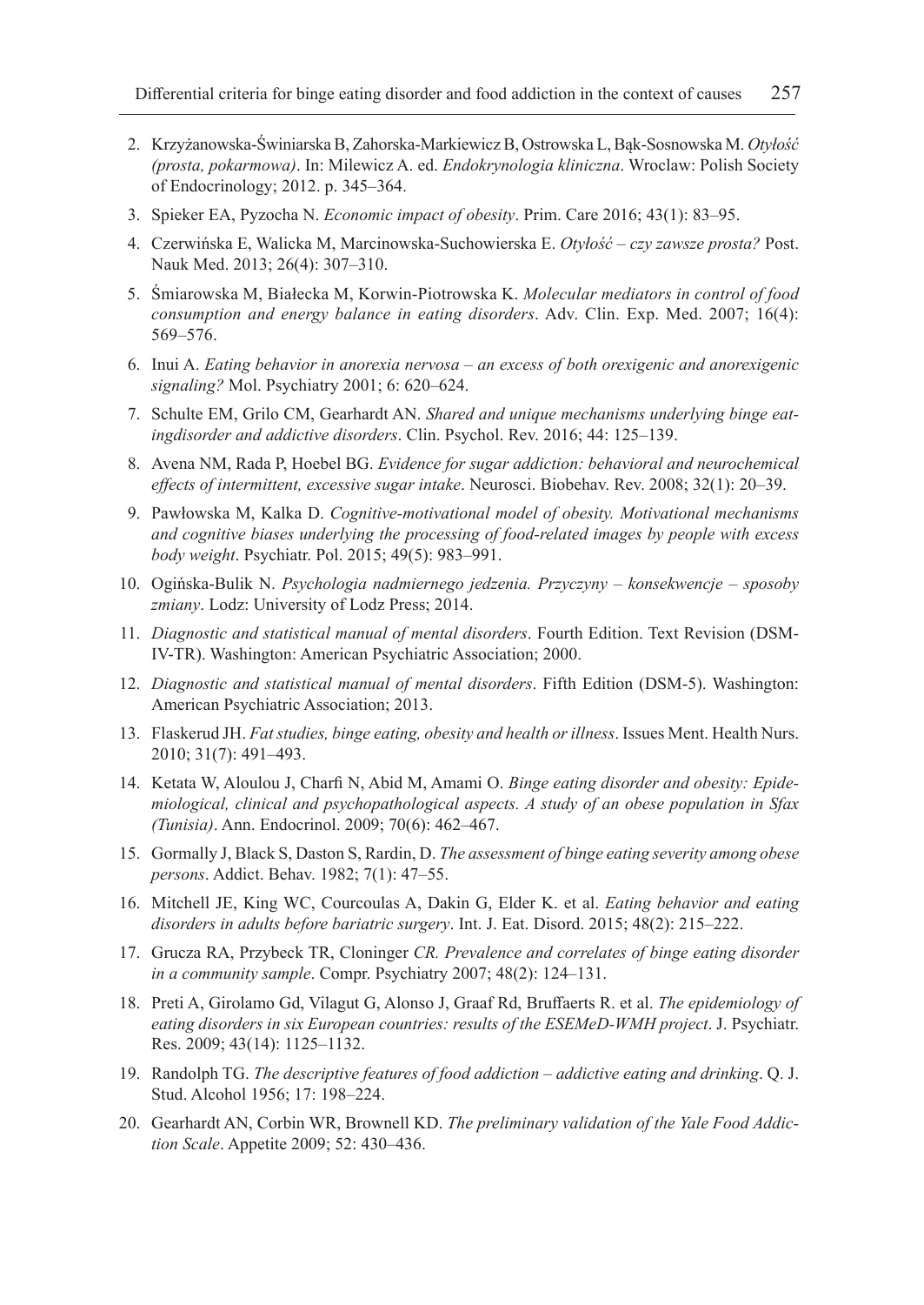2. Krzyżanowska-Świniarska B, Zahorska-Markiewicz B, Ostrowska L, Bąk-Sosnowska M. *Otyłość (prosta, pokarmowa)*. In: Milewicz A. ed. *Endokrynologia kliniczna*. Wroclaw: Polish Society of Endocrinology; 2012. p. 345–364.
3. Spieker EA, Pyzocha N. *Economic impact of obesity*. Prim. Care 2016; 43(1): 83–95.
4. Czerwińska E, Walicka M, Marcinowska-Suchowierska E. *Otyłość – czy zawsze prosta?* Post. Nauk Med. 2013; 26(4): 307–310.
5. Śmiarowska M, Białecka M, Korwin-Piotrowska K. *Molecular mediators in control of food consumption and energy balance in eating disorders*. Adv. Clin. Exp. Med. 2007; 16(4): 569–576.
6. Inui A. *Eating behavior in anorexia nervosa – an excess of both orexigenic and anorexigenic signaling?* Mol. Psychiatry 2001; 6: 620–624.
7. Schulte EM, Grilo CM, Gearhardt AN. *Shared and unique mechanisms underlying binge eatingdisorder and addictive disorders*. Clin. Psychol. Rev. 2016; 44: 125–139.
8. Avena NM, Rada P, Hoebel BG. *Evidence for sugar addiction: behavioral and neurochemical effects of intermittent, excessive sugar intake*. Neurosci. Biobehav. Rev. 2008; 32(1): 20–39.
9. Pawłowska M, Kalka D. *Cognitive-motivational model of obesity. Motivational mechanisms and cognitive biases underlying the processing of food-related images by people with excess body weight*. Psychiatr. Pol. 2015; 49(5): 983–991.
10. Ogińska-Bulik N. *Psychologia nadmiernego jedzenia. Przyczyny – konsekwencje – sposoby zmiany*. Lodz: University of Lodz Press; 2014.
11. *Diagnostic and statistical manual of mental disorders*. Fourth Edition. Text Revision (DSM-IV-TR). Washington: American Psychiatric Association; 2000.
12. *Diagnostic and statistical manual of mental disorders*. Fifth Edition (DSM-5). Washington: American Psychiatric Association; 2013.
13. Flaskerud JH. *Fat studies, binge eating, obesity and health or illness*. Issues Ment. Health Nurs. 2010; 31(7): 491–493.
14. Ketata W, Aloulou J, Charfi N, Abid M, Amami O. *Binge eating disorder and obesity: Epidemiological, clinical and psychopathological aspects. A study of an obese population in Sfax (Tunisia)*. Ann. Endocrinol. 2009; 70(6): 462–467.
15. Gormally J, Black S, Daston S, Rardin, D. *The assessment of binge eating severity among obese persons*. Addict. Behav. 1982; 7(1): 47–55.
16. Mitchell JE, King WC, Courcoulas A, Dakin G, Elder K. et al. *Eating behavior and eating disorders in adults before bariatric surgery*. Int. J. Eat. Disord. 2015; 48(2): 215–222.
17. Grucza RA, Przybeck TR, Cloninger *CR. Prevalence and correlates of binge eating disorder in a community sample*. Compr. Psychiatry 2007; 48(2): 124–131.
18. Preti A, Girolamo Gd, Vilagut G, Alonso J, Graaf Rd, Bruffaerts R. et al. *The epidemiology of eating disorders in six European countries: results of the ESEMeD-WMH project*. J. Psychiatr. Res. 2009; 43(14): 1125–1132.
19. Randolph TG. *The descriptive features of food addiction – addictive eating and drinking*. Q. J. Stud. Alcohol 1956; 17: 198–224.
20. Gearhardt AN, Corbin WR, Brownell KD. *The preliminary validation of the Yale Food Addiction Scale*. Appetite 2009; 52: 430–436.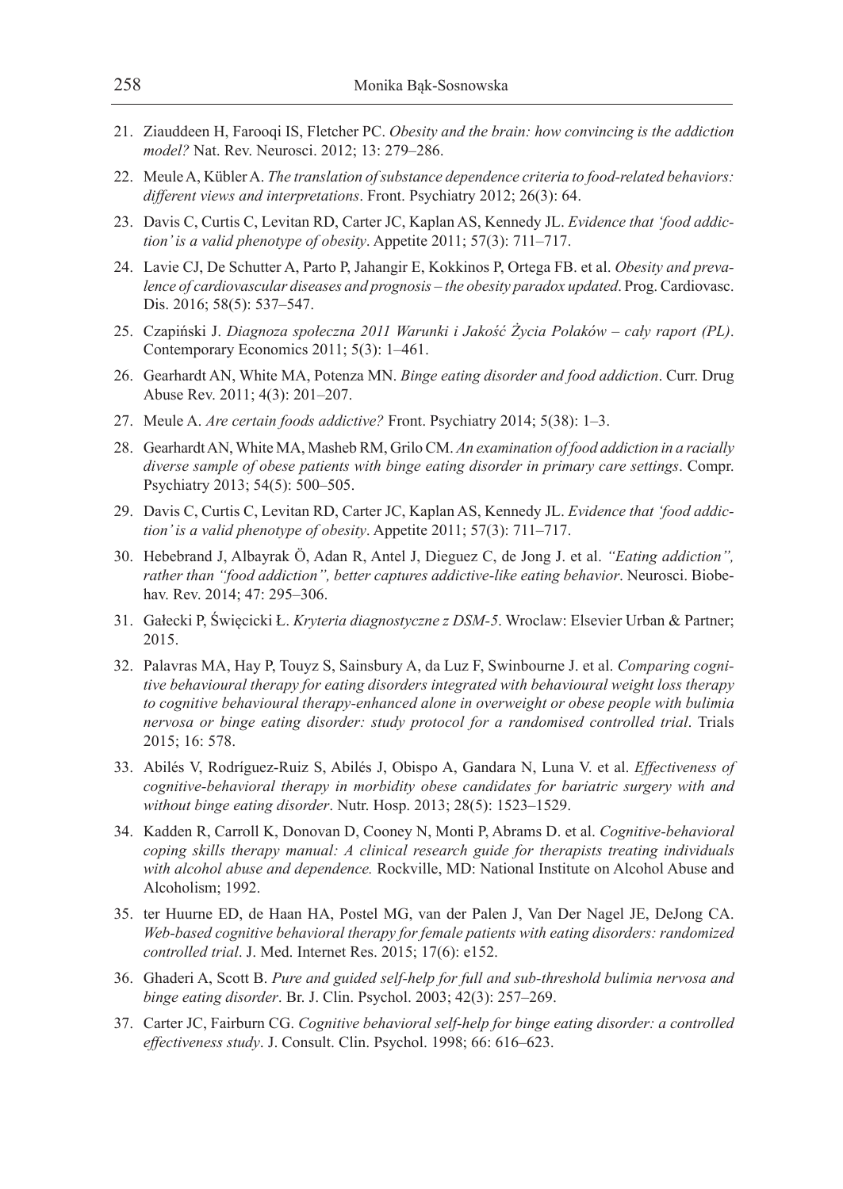21. Ziauddeen H, Farooqi IS, Fletcher PC. *Obesity and the brain: how convincing is the addiction model?* Nat. Rev. Neurosci. 2012; 13: 279–286.
22. Meule A, Kübler A. *The translation of substance dependence criteria to food-related behaviors: different views and interpretations*. Front. Psychiatry 2012; 26(3): 64.
23. Davis C, Curtis C, Levitan RD, Carter JC, Kaplan AS, Kennedy JL. *Evidence that 'food addiction' is a valid phenotype of obesity*. Appetite 2011; 57(3): 711–717.
24. Lavie CJ, De Schutter A, Parto P, Jahangir E, Kokkinos P, Ortega FB. et al. *Obesity and prevalence of cardiovascular diseases and prognosis – the obesity paradox updated*. Prog. Cardiovasc. Dis. 2016; 58(5): 537–547.
25. Czapiński J. *Diagnoza społeczna 2011 Warunki i Jakość Życia Polaków – cały raport (PL)*. Contemporary Economics 2011; 5(3): 1–461.
26. Gearhardt AN, White MA, Potenza MN. *Binge eating disorder and food addiction*. Curr. Drug Abuse Rev. 2011; 4(3): 201–207.
27. Meule A. *Are certain foods addictive?* Front. Psychiatry 2014; 5(38): 1–3.
28. Gearhardt AN, White MA, Masheb RM, Grilo CM. *An examination of food addiction in a racially diverse sample of obese patients with binge eating disorder in primary care settings*. Compr. Psychiatry 2013; 54(5): 500–505.
29. Davis C, Curtis C, Levitan RD, Carter JC, Kaplan AS, Kennedy JL. *Evidence that 'food addiction' is a valid phenotype of obesity*. Appetite 2011; 57(3): 711–717.
30. Hebebrand J, Albayrak Ö, Adan R, Antel J, Dieguez C, de Jong J. et al. *"Eating addiction", rather than "food addiction", better captures addictive-like eating behavior*. Neurosci. Biobehav. Rev. 2014; 47: 295–306.
31. Gałecki P, Święcicki Ł. *Kryteria diagnostyczne z DSM-5*. Wroclaw: Elsevier Urban & Partner; 2015.
32. Palavras MA, Hay P, Touyz S, Sainsbury A, da Luz F, Swinbourne J. et al. *Comparing cognitive behavioural therapy for eating disorders integrated with behavioural weight loss therapy to cognitive behavioural therapy-enhanced alone in overweight or obese people with bulimia nervosa or binge eating disorder: study protocol for a randomised controlled trial*. Trials 2015; 16: 578.
33. Abilés V, Rodríguez-Ruiz S, Abilés J, Obispo A, Gandara N, Luna V. et al. *Effectiveness of cognitive-behavioral therapy in morbidity obese candidates for bariatric surgery with and without binge eating disorder*. Nutr. Hosp. 2013; 28(5): 1523–1529.
34. Kadden R, Carroll K, Donovan D, Cooney N, Monti P, Abrams D. et al. *Cognitive-behavioral coping skills therapy manual: A clinical research guide for therapists treating individuals with alcohol abuse and dependence.* Rockville, MD: National Institute on Alcohol Abuse and Alcoholism; 1992.
35. ter Huurne ED, de Haan HA, Postel MG, van der Palen J, Van Der Nagel JE, DeJong CA. *Web-based cognitive behavioral therapy for female patients with eating disorders: randomized controlled trial*. J. Med. Internet Res. 2015; 17(6): e152.
36. Ghaderi A, Scott B. *Pure and guided self-help for full and sub-threshold bulimia nervosa and binge eating disorder*. Br. J. Clin. Psychol. 2003; 42(3): 257–269.
37. Carter JC, Fairburn CG. *Cognitive behavioral self-help for binge eating disorder: a controlled effectiveness study*. J. Consult. Clin. Psychol. 1998; 66: 616–623.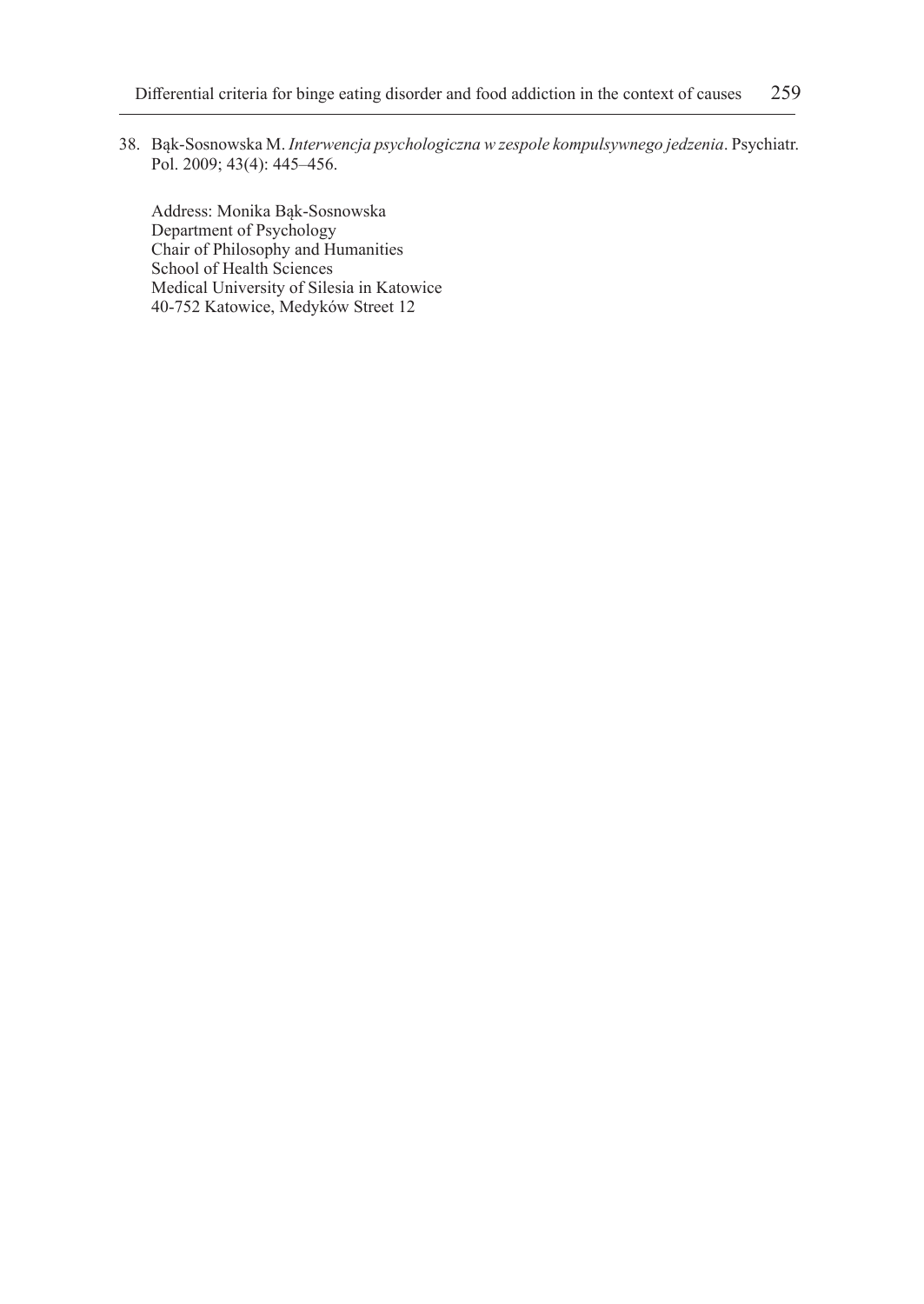38. Bąk-Sosnowska M. *Interwencja psychologiczna w zespole kompulsywnego jedzenia*. Psychiatr. Pol. 2009; 43(4): 445–456.

Address: Monika Bąk-Sosnowska
Department of Psychology
Chair of Philosophy and Humanities
School of Health Sciences
Medical University of Silesia in Katowice
40-752 Katowice, Medyków Street 12